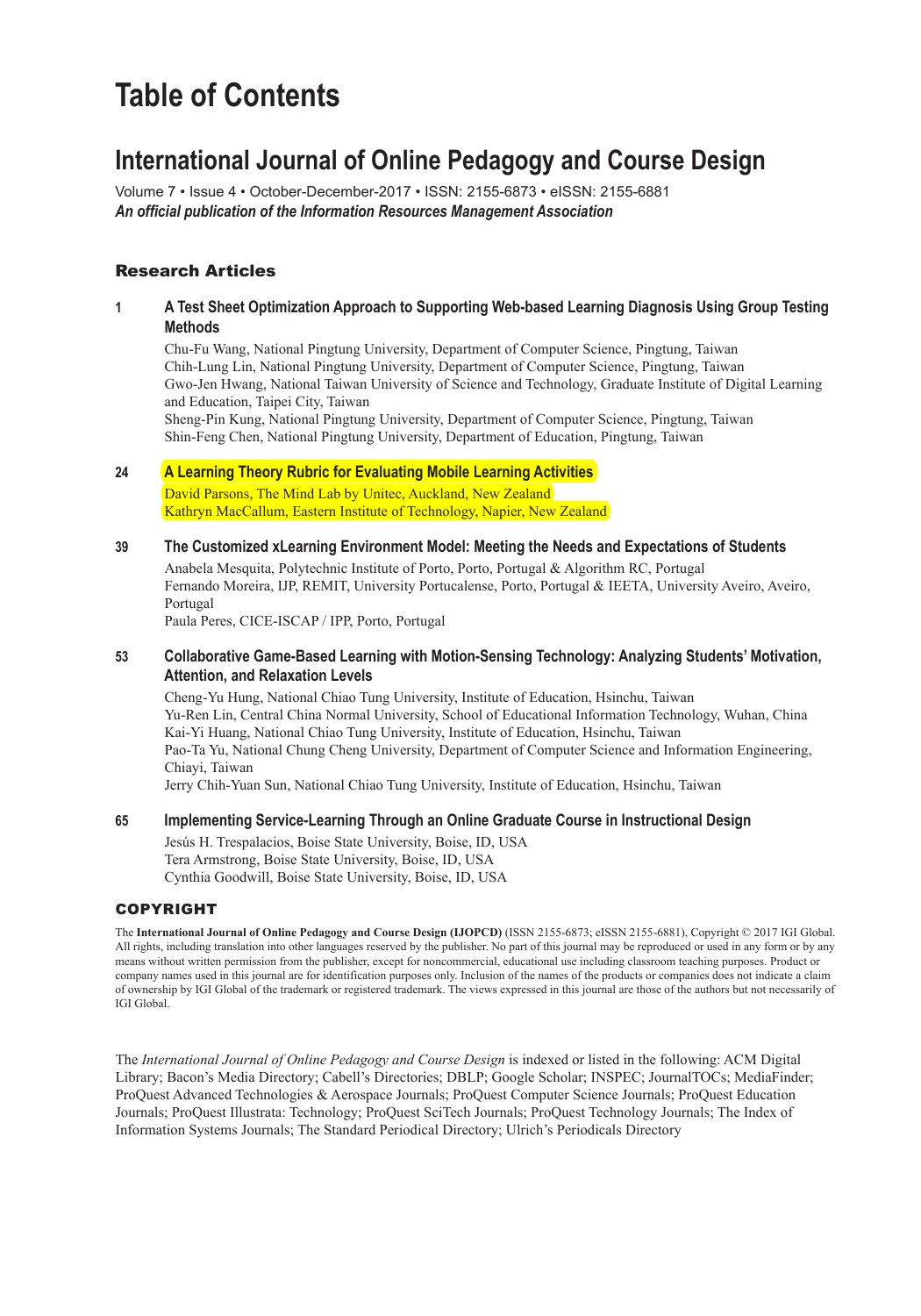# Table of Contents

## International Journal of Online Pedagogy and Course Design

Volume 7 • Issue 4 • October-December-2017 • ISSN: 2155-6873 • eISSN: 2155-6881

***An official publication of the Information Resources Management Association***

### Research Articles

**1** **A Test Sheet Optimization Approach to Supporting Web-based Learning Diagnosis Using Group Testing Methods**

Chu-Fu Wang, National Pingtung University, Department of Computer Science, Pingtung, Taiwan
Chih-Lung Lin, National Pingtung University, Department of Computer Science, Pingtung, Taiwan
Gwo-Jen Hwang, National Taiwan University of Science and Technology, Graduate Institute of Digital Learning and Education, Taipei City, Taiwan
Sheng-Pin Kung, National Pingtung University, Department of Computer Science, Pingtung, Taiwan
Shin-Feng Chen, National Pingtung University, Department of Education, Pingtung, Taiwan

**24** **A Learning Theory Rubric for Evaluating Mobile Learning Activities**

David Parsons, The Mind Lab by Unitec, Auckland, New Zealand
Kathryn MacCallum, Eastern Institute of Technology, Napier, New Zealand

**39** **The Customized xLearning Environment Model: Meeting the Needs and Expectations of Students**

Anabela Mesquita, Polytechnic Institute of Porto, Porto, Portugal & Algorithm RC, Portugal
Fernando Moreira, IJP, REMIT, University Portucalense, Porto, Portugal & IEETA, University Aveiro, Aveiro, Portugal
Paula Peres, CICE-ISCAP / IPP, Porto, Portugal

**53** **Collaborative Game-Based Learning with Motion-Sensing Technology: Analyzing Students' Motivation, Attention, and Relaxation Levels**

Cheng-Yu Hung, National Chiao Tung University, Institute of Education, Hsinchu, Taiwan
Yu-Ren Lin, Central China Normal University, School of Educational Information Technology, Wuhan, China
Kai-Yi Huang, National Chiao Tung University, Institute of Education, Hsinchu, Taiwan
Pao-Ta Yu, National Chung Cheng University, Department of Computer Science and Information Engineering, Chiayi, Taiwan
Jerry Chih-Yuan Sun, National Chiao Tung University, Institute of Education, Hsinchu, Taiwan

**65** **Implementing Service-Learning Through an Online Graduate Course in Instructional Design**

Jesús H. Trespalacios, Boise State University, Boise, ID, USA
Tera Armstrong, Boise State University, Boise, ID, USA
Cynthia Goodwill, Boise State University, Boise, ID, USA

### COPYRIGHT

The **International Journal of Online Pedagogy and Course Design (IJOPCD)** (ISSN 2155-6873; eISSN 2155-6881), Copyright © 2017 IGI Global. All rights, including translation into other languages reserved by the publisher. No part of this journal may be reproduced or used in any form or by any means without written permission from the publisher, except for noncommercial, educational use including classroom teaching purposes. Product or company names used in this journal are for identification purposes only. Inclusion of the names of the products or companies does not indicate a claim of ownership by IGI Global of the trademark or registered trademark. The views expressed in this journal are those of the authors but not necessarily of IGI Global.

The *International Journal of Online Pedagogy and Course Design* is indexed or listed in the following: ACM Digital Library; Bacon's Media Directory; Cabell's Directories; DBLP; Google Scholar; INSPEC; JournalTOCs; MediaFinder; ProQuest Advanced Technologies & Aerospace Journals; ProQuest Computer Science Journals; ProQuest Education Journals; ProQuest Illustrata: Technology; ProQuest SciTech Journals; ProQuest Technology Journals; The Index of Information Systems Journals; The Standard Periodical Directory; Ulrich's Periodicals Directory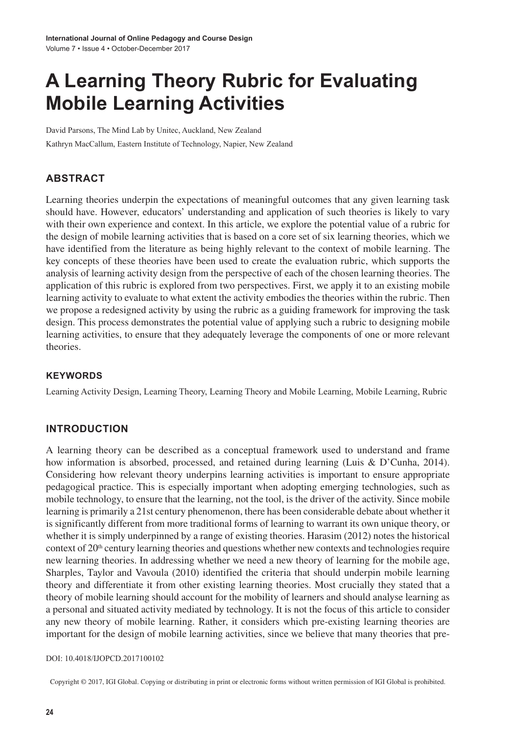# A Learning Theory Rubric for Evaluating Mobile Learning Activities

David Parsons, The Mind Lab by Unitec, Auckland, New Zealand

Kathryn MacCallum, Eastern Institute of Technology, Napier, New Zealand

## ABSTRACT

Learning theories underpin the expectations of meaningful outcomes that any given learning task should have. However, educators' understanding and application of such theories is likely to vary with their own experience and context. In this article, we explore the potential value of a rubric for the design of mobile learning activities that is based on a core set of six learning theories, which we have identified from the literature as being highly relevant to the context of mobile learning. The key concepts of these theories have been used to create the evaluation rubric, which supports the analysis of learning activity design from the perspective of each of the chosen learning theories. The application of this rubric is explored from two perspectives. First, we apply it to an existing mobile learning activity to evaluate to what extent the activity embodies the theories within the rubric. Then we propose a redesigned activity by using the rubric as a guiding framework for improving the task design. This process demonstrates the potential value of applying such a rubric to designing mobile learning activities, to ensure that they adequately leverage the components of one or more relevant theories.

### KEYWORDS

Learning Activity Design, Learning Theory, Learning Theory and Mobile Learning, Mobile Learning, Rubric

## INTRODUCTION

A learning theory can be described as a conceptual framework used to understand and frame how information is absorbed, processed, and retained during learning (Luis & D'Cunha, 2014). Considering how relevant theory underpins learning activities is important to ensure appropriate pedagogical practice. This is especially important when adopting emerging technologies, such as mobile technology, to ensure that the learning, not the tool, is the driver of the activity. Since mobile learning is primarily a 21st century phenomenon, there has been considerable debate about whether it is significantly different from more traditional forms of learning to warrant its own unique theory, or whether it is simply underpinned by a range of existing theories. Harasim (2012) notes the historical context of 20th century learning theories and questions whether new contexts and technologies require new learning theories. In addressing whether we need a new theory of learning for the mobile age, Sharples, Taylor and Vavoula (2010) identified the criteria that should underpin mobile learning theory and differentiate it from other existing learning theories. Most crucially they stated that a theory of mobile learning should account for the mobility of learners and should analyse learning as a personal and situated activity mediated by technology. It is not the focus of this article to consider any new theory of mobile learning. Rather, it considers which pre-existing learning theories are important for the design of mobile learning activities, since we believe that many theories that pre-

DOI: 10.4018/IJOPCD.2017100102

Copyright © 2017, IGI Global. Copying or distributing in print or electronic forms without written permission of IGI Global is prohibited.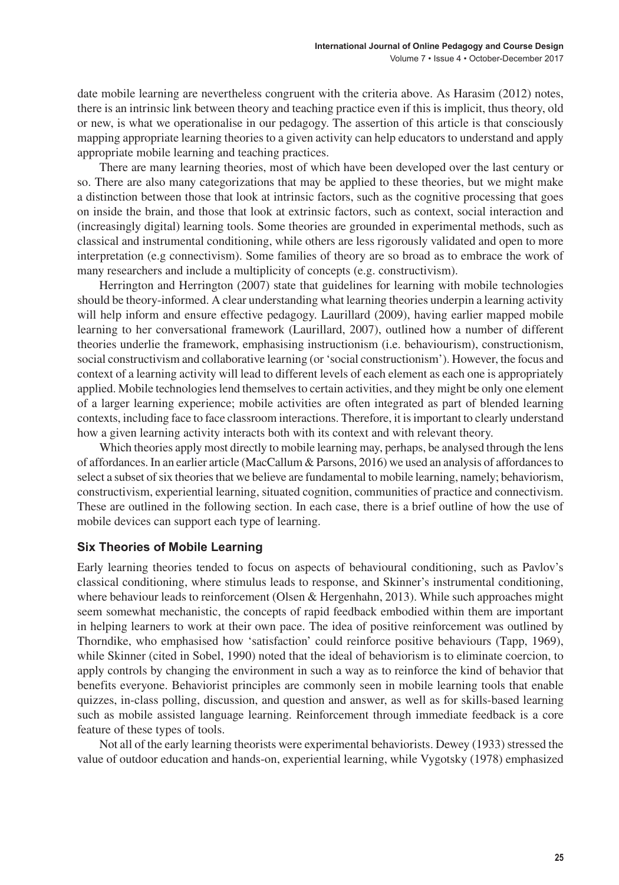date mobile learning are nevertheless congruent with the criteria above. As Harasim (2012) notes, there is an intrinsic link between theory and teaching practice even if this is implicit, thus theory, old or new, is what we operationalise in our pedagogy. The assertion of this article is that consciously mapping appropriate learning theories to a given activity can help educators to understand and apply appropriate mobile learning and teaching practices.

There are many learning theories, most of which have been developed over the last century or so. There are also many categorizations that may be applied to these theories, but we might make a distinction between those that look at intrinsic factors, such as the cognitive processing that goes on inside the brain, and those that look at extrinsic factors, such as context, social interaction and (increasingly digital) learning tools. Some theories are grounded in experimental methods, such as classical and instrumental conditioning, while others are less rigorously validated and open to more interpretation (e.g connectivism). Some families of theory are so broad as to embrace the work of many researchers and include a multiplicity of concepts (e.g. constructivism).

Herrington and Herrington (2007) state that guidelines for learning with mobile technologies should be theory-informed. A clear understanding what learning theories underpin a learning activity will help inform and ensure effective pedagogy. Laurillard (2009), having earlier mapped mobile learning to her conversational framework (Laurillard, 2007), outlined how a number of different theories underlie the framework, emphasising instructionism (i.e. behaviourism), constructionism, social constructivism and collaborative learning (or 'social constructionism'). However, the focus and context of a learning activity will lead to different levels of each element as each one is appropriately applied. Mobile technologies lend themselves to certain activities, and they might be only one element of a larger learning experience; mobile activities are often integrated as part of blended learning contexts, including face to face classroom interactions. Therefore, it is important to clearly understand how a given learning activity interacts both with its context and with relevant theory.

Which theories apply most directly to mobile learning may, perhaps, be analysed through the lens of affordances. In an earlier article (MacCallum & Parsons, 2016) we used an analysis of affordances to select a subset of six theories that we believe are fundamental to mobile learning, namely; behaviorism, constructivism, experiential learning, situated cognition, communities of practice and connectivism. These are outlined in the following section. In each case, there is a brief outline of how the use of mobile devices can support each type of learning.

## Six Theories of Mobile Learning

Early learning theories tended to focus on aspects of behavioural conditioning, such as Pavlov's classical conditioning, where stimulus leads to response, and Skinner's instrumental conditioning, where behaviour leads to reinforcement (Olsen & Hergenhahn, 2013). While such approaches might seem somewhat mechanistic, the concepts of rapid feedback embodied within them are important in helping learners to work at their own pace. The idea of positive reinforcement was outlined by Thorndike, who emphasised how 'satisfaction' could reinforce positive behaviours (Tapp, 1969), while Skinner (cited in Sobel, 1990) noted that the ideal of behaviorism is to eliminate coercion, to apply controls by changing the environment in such a way as to reinforce the kind of behavior that benefits everyone. Behaviorist principles are commonly seen in mobile learning tools that enable quizzes, in-class polling, discussion, and question and answer, as well as for skills-based learning such as mobile assisted language learning. Reinforcement through immediate feedback is a core feature of these types of tools.

Not all of the early learning theorists were experimental behaviorists. Dewey (1933) stressed the value of outdoor education and hands-on, experiential learning, while Vygotsky (1978) emphasized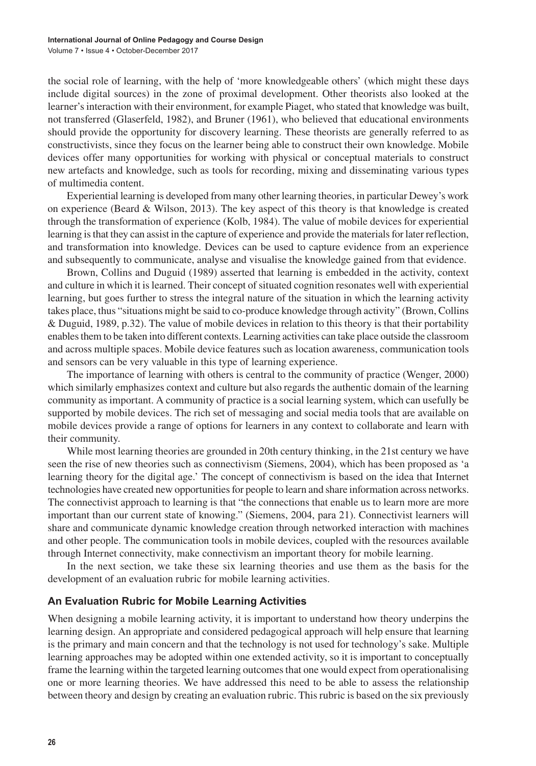the social role of learning, with the help of 'more knowledgeable others' (which might these days include digital sources) in the zone of proximal development. Other theorists also looked at the learner's interaction with their environment, for example Piaget, who stated that knowledge was built, not transferred (Glaserfeld, 1982), and Bruner (1961), who believed that educational environments should provide the opportunity for discovery learning. These theorists are generally referred to as constructivists, since they focus on the learner being able to construct their own knowledge. Mobile devices offer many opportunities for working with physical or conceptual materials to construct new artefacts and knowledge, such as tools for recording, mixing and disseminating various types of multimedia content.

Experiential learning is developed from many other learning theories, in particular Dewey's work on experience (Beard & Wilson, 2013). The key aspect of this theory is that knowledge is created through the transformation of experience (Kolb, 1984). The value of mobile devices for experiential learning is that they can assist in the capture of experience and provide the materials for later reflection, and transformation into knowledge. Devices can be used to capture evidence from an experience and subsequently to communicate, analyse and visualise the knowledge gained from that evidence.

Brown, Collins and Duguid (1989) asserted that learning is embedded in the activity, context and culture in which it is learned. Their concept of situated cognition resonates well with experiential learning, but goes further to stress the integral nature of the situation in which the learning activity takes place, thus "situations might be said to co-produce knowledge through activity" (Brown, Collins & Duguid, 1989, p.32). The value of mobile devices in relation to this theory is that their portability enables them to be taken into different contexts. Learning activities can take place outside the classroom and across multiple spaces. Mobile device features such as location awareness, communication tools and sensors can be very valuable in this type of learning experience.

The importance of learning with others is central to the community of practice (Wenger, 2000) which similarly emphasizes context and culture but also regards the authentic domain of the learning community as important. A community of practice is a social learning system, which can usefully be supported by mobile devices. The rich set of messaging and social media tools that are available on mobile devices provide a range of options for learners in any context to collaborate and learn with their community.

While most learning theories are grounded in 20th century thinking, in the 21st century we have seen the rise of new theories such as connectivism (Siemens, 2004), which has been proposed as 'a learning theory for the digital age.' The concept of connectivism is based on the idea that Internet technologies have created new opportunities for people to learn and share information across networks. The connectivist approach to learning is that "the connections that enable us to learn more are more important than our current state of knowing." (Siemens, 2004, para 21). Connectivist learners will share and communicate dynamic knowledge creation through networked interaction with machines and other people. The communication tools in mobile devices, coupled with the resources available through Internet connectivity, make connectivism an important theory for mobile learning.

In the next section, we take these six learning theories and use them as the basis for the development of an evaluation rubric for mobile learning activities.

## An Evaluation Rubric for Mobile Learning Activities

When designing a mobile learning activity, it is important to understand how theory underpins the learning design. An appropriate and considered pedagogical approach will help ensure that learning is the primary and main concern and that the technology is not used for technology's sake. Multiple learning approaches may be adopted within one extended activity, so it is important to conceptually frame the learning within the targeted learning outcomes that one would expect from operationalising one or more learning theories. We have addressed this need to be able to assess the relationship between theory and design by creating an evaluation rubric. This rubric is based on the six previously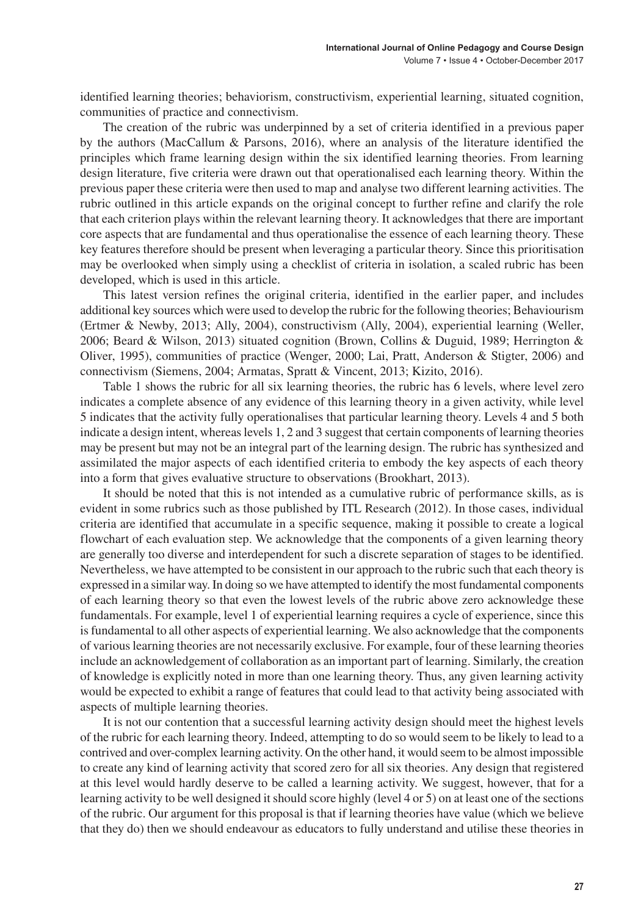identified learning theories; behaviorism, constructivism, experiential learning, situated cognition, communities of practice and connectivism.

The creation of the rubric was underpinned by a set of criteria identified in a previous paper by the authors (MacCallum & Parsons, 2016), where an analysis of the literature identified the principles which frame learning design within the six identified learning theories. From learning design literature, five criteria were drawn out that operationalised each learning theory. Within the previous paper these criteria were then used to map and analyse two different learning activities. The rubric outlined in this article expands on the original concept to further refine and clarify the role that each criterion plays within the relevant learning theory. It acknowledges that there are important core aspects that are fundamental and thus operationalise the essence of each learning theory. These key features therefore should be present when leveraging a particular theory. Since this prioritisation may be overlooked when simply using a checklist of criteria in isolation, a scaled rubric has been developed, which is used in this article.

This latest version refines the original criteria, identified in the earlier paper, and includes additional key sources which were used to develop the rubric for the following theories; Behaviourism (Ertmer & Newby, 2013; Ally, 2004), constructivism (Ally, 2004), experiential learning (Weller, 2006; Beard & Wilson, 2013) situated cognition (Brown, Collins & Duguid, 1989; Herrington & Oliver, 1995), communities of practice (Wenger, 2000; Lai, Pratt, Anderson & Stigter, 2006) and connectivism (Siemens, 2004; Armatas, Spratt & Vincent, 2013; Kizito, 2016).

Table 1 shows the rubric for all six learning theories, the rubric has 6 levels, where level zero indicates a complete absence of any evidence of this learning theory in a given activity, while level 5 indicates that the activity fully operationalises that particular learning theory. Levels 4 and 5 both indicate a design intent, whereas levels 1, 2 and 3 suggest that certain components of learning theories may be present but may not be an integral part of the learning design. The rubric has synthesized and assimilated the major aspects of each identified criteria to embody the key aspects of each theory into a form that gives evaluative structure to observations (Brookhart, 2013).

It should be noted that this is not intended as a cumulative rubric of performance skills, as is evident in some rubrics such as those published by ITL Research (2012). In those cases, individual criteria are identified that accumulate in a specific sequence, making it possible to create a logical flowchart of each evaluation step. We acknowledge that the components of a given learning theory are generally too diverse and interdependent for such a discrete separation of stages to be identified. Nevertheless, we have attempted to be consistent in our approach to the rubric such that each theory is expressed in a similar way. In doing so we have attempted to identify the most fundamental components of each learning theory so that even the lowest levels of the rubric above zero acknowledge these fundamentals. For example, level 1 of experiential learning requires a cycle of experience, since this is fundamental to all other aspects of experiential learning. We also acknowledge that the components of various learning theories are not necessarily exclusive. For example, four of these learning theories include an acknowledgement of collaboration as an important part of learning. Similarly, the creation of knowledge is explicitly noted in more than one learning theory. Thus, any given learning activity would be expected to exhibit a range of features that could lead to that activity being associated with aspects of multiple learning theories.

It is not our contention that a successful learning activity design should meet the highest levels of the rubric for each learning theory. Indeed, attempting to do so would seem to be likely to lead to a contrived and over-complex learning activity. On the other hand, it would seem to be almost impossible to create any kind of learning activity that scored zero for all six theories. Any design that registered at this level would hardly deserve to be called a learning activity. We suggest, however, that for a learning activity to be well designed it should score highly (level 4 or 5) on at least one of the sections of the rubric. Our argument for this proposal is that if learning theories have value (which we believe that they do) then we should endeavour as educators to fully understand and utilise these theories in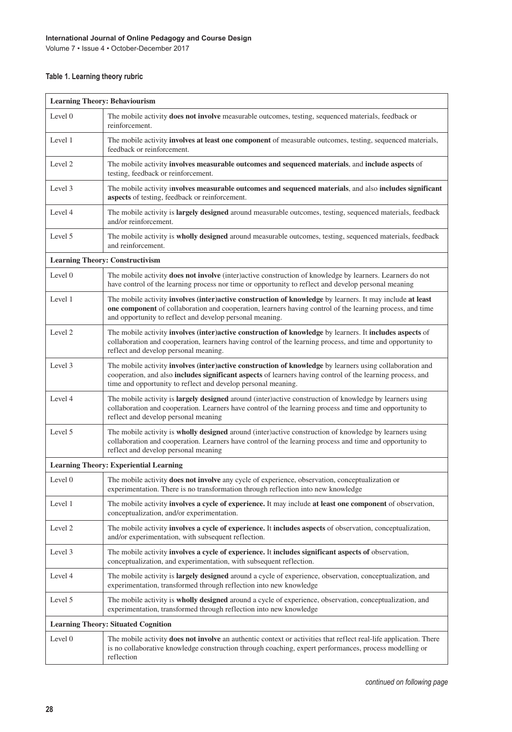**Table 1. Learning theory rubric**

| **Learning Theory: Behaviourism** | |
|---|---|
| Level 0 | The mobile activity **does not involve** measurable outcomes, testing, sequenced materials, feedback or reinforcement. |
| Level 1 | The mobile activity **involves at least one component** of measurable outcomes, testing, sequenced materials, feedback or reinforcement. |
| Level 2 | The mobile activity **involves measurable outcomes and sequenced materials**, and **include aspects** of testing, feedback or reinforcement. |
| Level 3 | The mobile activity **involves measurable outcomes and sequenced materials**, and also **includes significant aspects** of testing, feedback or reinforcement. |
| Level 4 | The mobile activity is **largely designed** around measurable outcomes, testing, sequenced materials, feedback and/or reinforcement. |
| Level 5 | The mobile activity is **wholly designed** around measurable outcomes, testing, sequenced materials, feedback and reinforcement. |
| **Learning Theory: Constructivism** | |
| Level 0 | The mobile activity **does not involve** (inter)active construction of knowledge by learners. Learners do not have control of the learning process nor time or opportunity to reflect and develop personal meaning |
| Level 1 | The mobile activity **involves (inter)active construction of knowledge** by learners. It may include **at least one component** of collaboration and cooperation, learners having control of the learning process, and time and opportunity to reflect and develop personal meaning. |
| Level 2 | The mobile activity **involves (inter)active construction of knowledge** by learners. It **includes aspects** of collaboration and cooperation, learners having control of the learning process, and time and opportunity to reflect and develop personal meaning. |
| Level 3 | The mobile activity **involves (inter)active construction of knowledge** by learners using collaboration and cooperation, and also **includes significant aspects** of learners having control of the learning process, and time and opportunity to reflect and develop personal meaning. |
| Level 4 | The mobile activity is **largely designed** around (inter)active construction of knowledge by learners using collaboration and cooperation. Learners have control of the learning process and time and opportunity to reflect and develop personal meaning |
| Level 5 | The mobile activity is **wholly designed** around (inter)active construction of knowledge by learners using collaboration and cooperation. Learners have control of the learning process and time and opportunity to reflect and develop personal meaning |
| **Learning Theory: Experiential Learning** | |
| Level 0 | The mobile activity **does not involve** any cycle of experience, observation, conceptualization or experimentation. There is no transformation through reflection into new knowledge |
| Level 1 | The mobile activity **involves a cycle of experience.** It may include **at least one component** of observation, conceptualization, and/or experimentation. |
| Level 2 | The mobile activity **involves a cycle of experience.** It **includes aspects** of observation, conceptualization, and/or experimentation, with subsequent reflection. |
| Level 3 | The mobile activity **involves a cycle of experience.** It **includes significant aspects of** observation, conceptualization, and experimentation, with subsequent reflection. |
| Level 4 | The mobile activity is **largely designed** around a cycle of experience, observation, conceptualization, and experimentation, transformed through reflection into new knowledge |
| Level 5 | The mobile activity is **wholly designed** around a cycle of experience, observation, conceptualization, and experimentation, transformed through reflection into new knowledge |
| **Learning Theory: Situated Cognition** | |
| Level 0 | The mobile activity **does not involve** an authentic context or activities that reflect real-life application. There is no collaborative knowledge construction through coaching, expert performances, process modelling or reflection |

*continued on following page*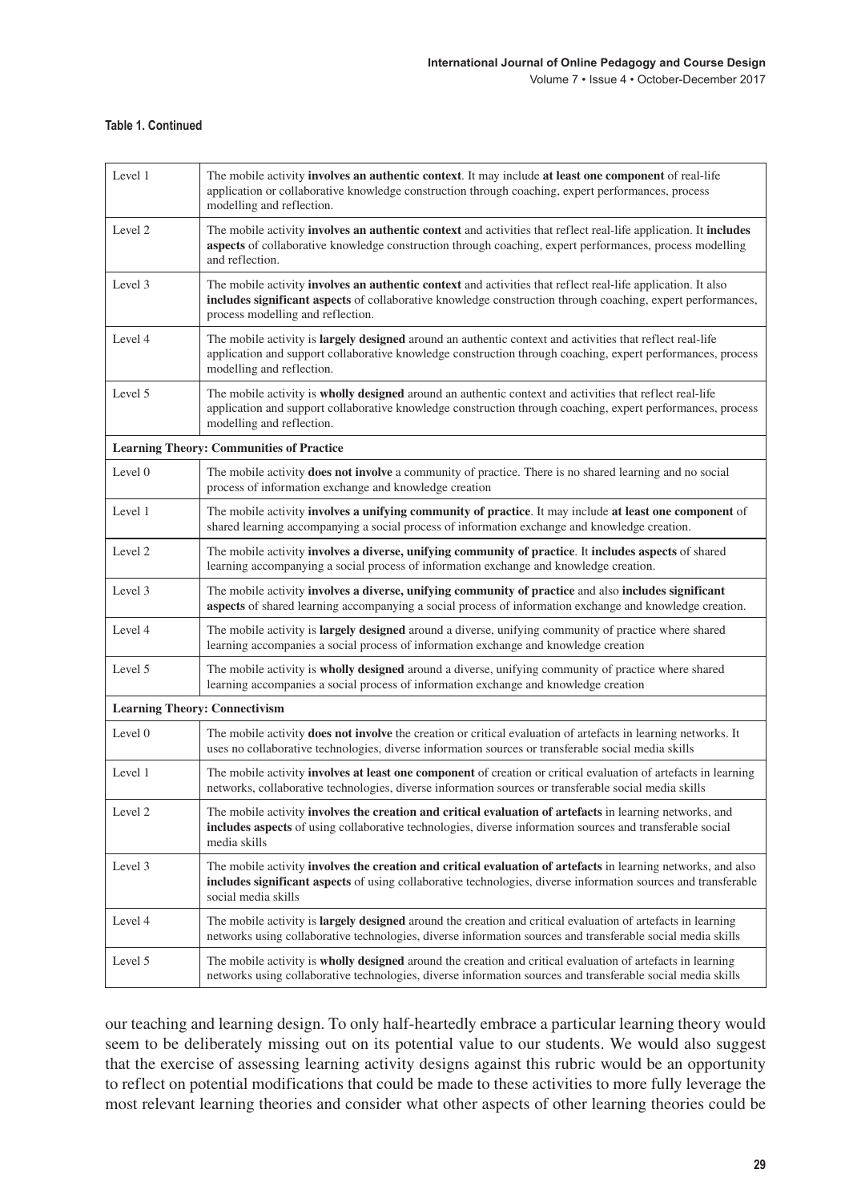**Table 1. Continued**

| | |
|---|---|
| Level 1 | The mobile activity **involves an authentic context**. It may include **at least one component** of real-life application or collaborative knowledge construction through coaching, expert performances, process modelling and reflection. |
| Level 2 | The mobile activity **involves an authentic context** and activities that reflect real-life application. It **includes aspects** of collaborative knowledge construction through coaching, expert performances, process modelling and reflection. |
| Level 3 | The mobile activity **involves an authentic context** and activities that reflect real-life application. It also **includes significant aspects** of collaborative knowledge construction through coaching, expert performances, process modelling and reflection. |
| Level 4 | The mobile activity is **largely designed** around an authentic context and activities that reflect real-life application and support collaborative knowledge construction through coaching, expert performances, process modelling and reflection. |
| Level 5 | The mobile activity is **wholly designed** around an authentic context and activities that reflect real-life application and support collaborative knowledge construction through coaching, expert performances, process modelling and reflection. |
| **Learning Theory: Communities of Practice** | |
| Level 0 | The mobile activity **does not involve** a community of practice. There is no shared learning and no social process of information exchange and knowledge creation |
| Level 1 | The mobile activity **involves a unifying community of practice**. It may include **at least one component** of shared learning accompanying a social process of information exchange and knowledge creation. |
| Level 2 | The mobile activity **involves a diverse, unifying community of practice**. It **includes aspects** of shared learning accompanying a social process of information exchange and knowledge creation. |
| Level 3 | The mobile activity **involves a diverse, unifying community of practice** and also **includes significant aspects** of shared learning accompanying a social process of information exchange and knowledge creation. |
| Level 4 | The mobile activity is **largely designed** around a diverse, unifying community of practice where shared learning accompanies a social process of information exchange and knowledge creation |
| Level 5 | The mobile activity is **wholly designed** around a diverse, unifying community of practice where shared learning accompanies a social process of information exchange and knowledge creation |
| **Learning Theory: Connectivism** | |
| Level 0 | The mobile activity **does not involve** the creation or critical evaluation of artefacts in learning networks. It uses no collaborative technologies, diverse information sources or transferable social media skills |
| Level 1 | The mobile activity **involves at least one component** of creation or critical evaluation of artefacts in learning networks, collaborative technologies, diverse information sources or transferable social media skills |
| Level 2 | The mobile activity **involves the creation and critical evaluation of artefacts** in learning networks, and **includes aspects** of using collaborative technologies, diverse information sources and transferable social media skills |
| Level 3 | The mobile activity **involves the creation and critical evaluation of artefacts** in learning networks, and also **includes significant aspects** of using collaborative technologies, diverse information sources and transferable social media skills |
| Level 4 | The mobile activity is **largely designed** around the creation and critical evaluation of artefacts in learning networks using collaborative technologies, diverse information sources and transferable social media skills |
| Level 5 | The mobile activity is **wholly designed** around the creation and critical evaluation of artefacts in learning networks using collaborative technologies, diverse information sources and transferable social media skills |

our teaching and learning design. To only half-heartedly embrace a particular learning theory would seem to be deliberately missing out on its potential value to our students. We would also suggest that the exercise of assessing learning activity designs against this rubric would be an opportunity to reflect on potential modifications that could be made to these activities to more fully leverage the most relevant learning theories and consider what other aspects of other learning theories could be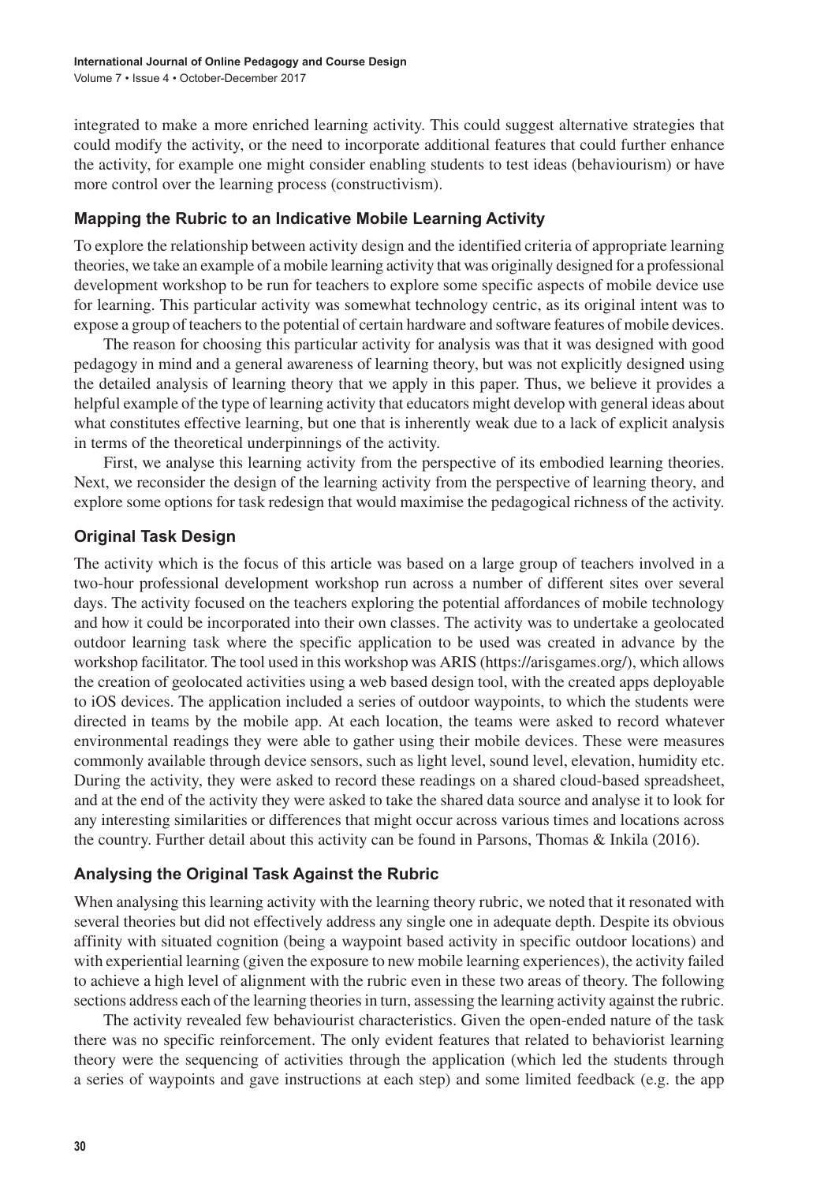integrated to make a more enriched learning activity. This could suggest alternative strategies that could modify the activity, or the need to incorporate additional features that could further enhance the activity, for example one might consider enabling students to test ideas (behaviourism) or have more control over the learning process (constructivism).

### Mapping the Rubric to an Indicative Mobile Learning Activity

To explore the relationship between activity design and the identified criteria of appropriate learning theories, we take an example of a mobile learning activity that was originally designed for a professional development workshop to be run for teachers to explore some specific aspects of mobile device use for learning. This particular activity was somewhat technology centric, as its original intent was to expose a group of teachers to the potential of certain hardware and software features of mobile devices.

The reason for choosing this particular activity for analysis was that it was designed with good pedagogy in mind and a general awareness of learning theory, but was not explicitly designed using the detailed analysis of learning theory that we apply in this paper. Thus, we believe it provides a helpful example of the type of learning activity that educators might develop with general ideas about what constitutes effective learning, but one that is inherently weak due to a lack of explicit analysis in terms of the theoretical underpinnings of the activity.

First, we analyse this learning activity from the perspective of its embodied learning theories. Next, we reconsider the design of the learning activity from the perspective of learning theory, and explore some options for task redesign that would maximise the pedagogical richness of the activity.

### Original Task Design

The activity which is the focus of this article was based on a large group of teachers involved in a two-hour professional development workshop run across a number of different sites over several days. The activity focused on the teachers exploring the potential affordances of mobile technology and how it could be incorporated into their own classes. The activity was to undertake a geolocated outdoor learning task where the specific application to be used was created in advance by the workshop facilitator. The tool used in this workshop was ARIS (https://arisgames.org/), which allows the creation of geolocated activities using a web based design tool, with the created apps deployable to iOS devices. The application included a series of outdoor waypoints, to which the students were directed in teams by the mobile app. At each location, the teams were asked to record whatever environmental readings they were able to gather using their mobile devices. These were measures commonly available through device sensors, such as light level, sound level, elevation, humidity etc. During the activity, they were asked to record these readings on a shared cloud-based spreadsheet, and at the end of the activity they were asked to take the shared data source and analyse it to look for any interesting similarities or differences that might occur across various times and locations across the country. Further detail about this activity can be found in Parsons, Thomas & Inkila (2016).

### Analysing the Original Task Against the Rubric

When analysing this learning activity with the learning theory rubric, we noted that it resonated with several theories but did not effectively address any single one in adequate depth. Despite its obvious affinity with situated cognition (being a waypoint based activity in specific outdoor locations) and with experiential learning (given the exposure to new mobile learning experiences), the activity failed to achieve a high level of alignment with the rubric even in these two areas of theory. The following sections address each of the learning theories in turn, assessing the learning activity against the rubric.

The activity revealed few behaviourist characteristics. Given the open-ended nature of the task there was no specific reinforcement. The only evident features that related to behaviorist learning theory were the sequencing of activities through the application (which led the students through a series of waypoints and gave instructions at each step) and some limited feedback (e.g. the app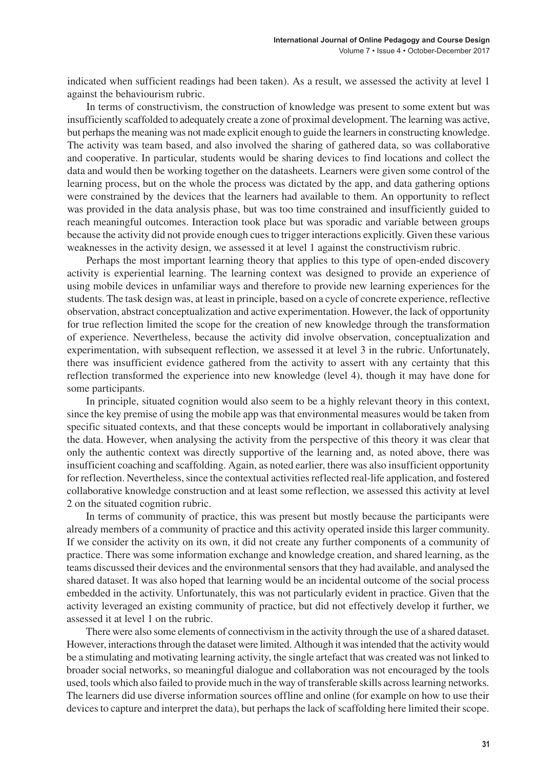indicated when sufficient readings had been taken). As a result, we assessed the activity at level 1 against the behaviourism rubric.

In terms of constructivism, the construction of knowledge was present to some extent but was insufficiently scaffolded to adequately create a zone of proximal development. The learning was active, but perhaps the meaning was not made explicit enough to guide the learners in constructing knowledge. The activity was team based, and also involved the sharing of gathered data, so was collaborative and cooperative. In particular, students would be sharing devices to find locations and collect the data and would then be working together on the datasheets. Learners were given some control of the learning process, but on the whole the process was dictated by the app, and data gathering options were constrained by the devices that the learners had available to them. An opportunity to reflect was provided in the data analysis phase, but was too time constrained and insufficiently guided to reach meaningful outcomes. Interaction took place but was sporadic and variable between groups because the activity did not provide enough cues to trigger interactions explicitly. Given these various weaknesses in the activity design, we assessed it at level 1 against the constructivism rubric.

Perhaps the most important learning theory that applies to this type of open-ended discovery activity is experiential learning. The learning context was designed to provide an experience of using mobile devices in unfamiliar ways and therefore to provide new learning experiences for the students. The task design was, at least in principle, based on a cycle of concrete experience, reflective observation, abstract conceptualization and active experimentation. However, the lack of opportunity for true reflection limited the scope for the creation of new knowledge through the transformation of experience. Nevertheless, because the activity did involve observation, conceptualization and experimentation, with subsequent reflection, we assessed it at level 3 in the rubric. Unfortunately, there was insufficient evidence gathered from the activity to assert with any certainty that this reflection transformed the experience into new knowledge (level 4), though it may have done for some participants.

In principle, situated cognition would also seem to be a highly relevant theory in this context, since the key premise of using the mobile app was that environmental measures would be taken from specific situated contexts, and that these concepts would be important in collaboratively analysing the data. However, when analysing the activity from the perspective of this theory it was clear that only the authentic context was directly supportive of the learning and, as noted above, there was insufficient coaching and scaffolding. Again, as noted earlier, there was also insufficient opportunity for reflection. Nevertheless, since the contextual activities reflected real-life application, and fostered collaborative knowledge construction and at least some reflection, we assessed this activity at level 2 on the situated cognition rubric.

In terms of community of practice, this was present but mostly because the participants were already members of a community of practice and this activity operated inside this larger community. If we consider the activity on its own, it did not create any further components of a community of practice. There was some information exchange and knowledge creation, and shared learning, as the teams discussed their devices and the environmental sensors that they had available, and analysed the shared dataset. It was also hoped that learning would be an incidental outcome of the social process embedded in the activity. Unfortunately, this was not particularly evident in practice. Given that the activity leveraged an existing community of practice, but did not effectively develop it further, we assessed it at level 1 on the rubric.

There were also some elements of connectivism in the activity through the use of a shared dataset. However, interactions through the dataset were limited. Although it was intended that the activity would be a stimulating and motivating learning activity, the single artefact that was created was not linked to broader social networks, so meaningful dialogue and collaboration was not encouraged by the tools used, tools which also failed to provide much in the way of transferable skills across learning networks. The learners did use diverse information sources offline and online (for example on how to use their devices to capture and interpret the data), but perhaps the lack of scaffolding here limited their scope.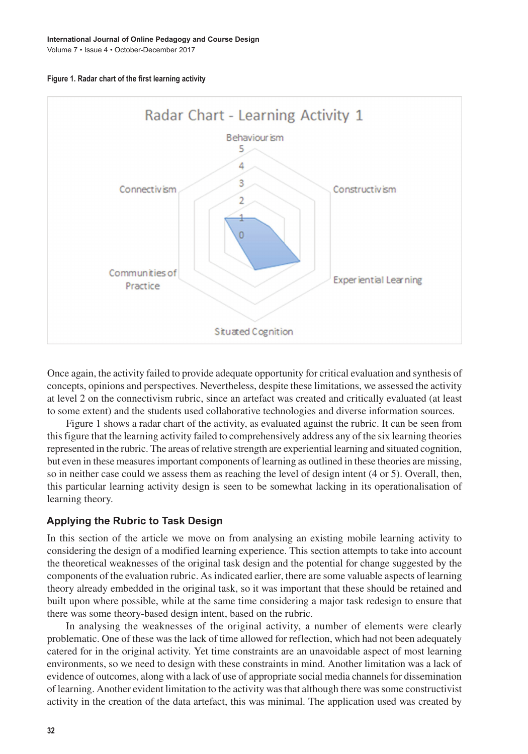Figure 1. Radar chart of the first learning activity

Once again, the activity failed to provide adequate opportunity for critical evaluation and synthesis of concepts, opinions and perspectives. Nevertheless, despite these limitations, we assessed the activity at level 2 on the connectivism rubric, since an artefact was created and critically evaluated (at least to some extent) and the students used collaborative technologies and diverse information sources.

Figure 1 shows a radar chart of the activity, as evaluated against the rubric. It can be seen from this figure that the learning activity failed to comprehensively address any of the six learning theories represented in the rubric. The areas of relative strength are experiential learning and situated cognition, but even in these measures important components of learning as outlined in these theories are missing, so in neither case could we assess them as reaching the level of design intent (4 or 5). Overall, then, this particular learning activity design is seen to be somewhat lacking in its operationalisation of learning theory.

### Applying the Rubric to Task Design

In this section of the article we move on from analysing an existing mobile learning activity to considering the design of a modified learning experience. This section attempts to take into account the theoretical weaknesses of the original task design and the potential for change suggested by the components of the evaluation rubric. As indicated earlier, there are some valuable aspects of learning theory already embedded in the original task, so it was important that these should be retained and built upon where possible, while at the same time considering a major task redesign to ensure that there was some theory-based design intent, based on the rubric.

In analysing the weaknesses of the original activity, a number of elements were clearly problematic. One of these was the lack of time allowed for reflection, which had not been adequately catered for in the original activity. Yet time constraints are an unavoidable aspect of most learning environments, so we need to design with these constraints in mind. Another limitation was a lack of evidence of outcomes, along with a lack of use of appropriate social media channels for dissemination of learning. Another evident limitation to the activity was that although there was some constructivist activity in the creation of the data artefact, this was minimal. The application used was created by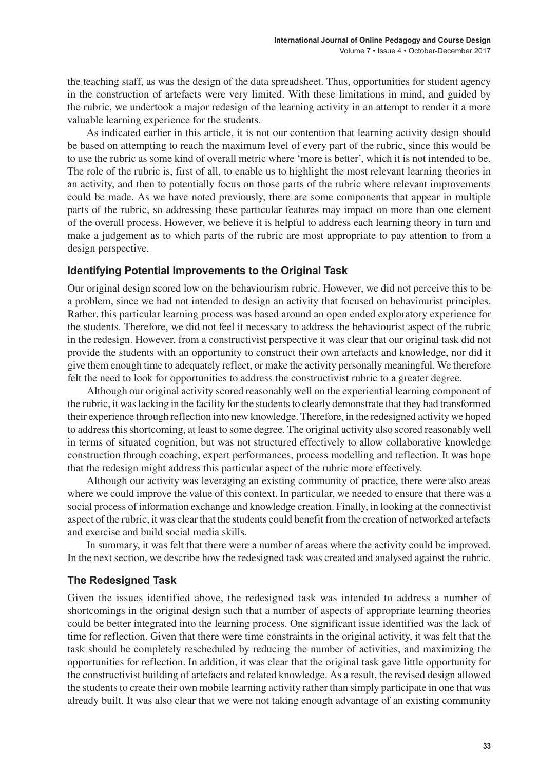the teaching staff, as was the design of the data spreadsheet. Thus, opportunities for student agency in the construction of artefacts were very limited. With these limitations in mind, and guided by the rubric, we undertook a major redesign of the learning activity in an attempt to render it a more valuable learning experience for the students.

As indicated earlier in this article, it is not our contention that learning activity design should be based on attempting to reach the maximum level of every part of the rubric, since this would be to use the rubric as some kind of overall metric where 'more is better', which it is not intended to be. The role of the rubric is, first of all, to enable us to highlight the most relevant learning theories in an activity, and then to potentially focus on those parts of the rubric where relevant improvements could be made. As we have noted previously, there are some components that appear in multiple parts of the rubric, so addressing these particular features may impact on more than one element of the overall process. However, we believe it is helpful to address each learning theory in turn and make a judgement as to which parts of the rubric are most appropriate to pay attention to from a design perspective.

### Identifying Potential Improvements to the Original Task

Our original design scored low on the behaviourism rubric. However, we did not perceive this to be a problem, since we had not intended to design an activity that focused on behaviourist principles. Rather, this particular learning process was based around an open ended exploratory experience for the students. Therefore, we did not feel it necessary to address the behaviourist aspect of the rubric in the redesign. However, from a constructivist perspective it was clear that our original task did not provide the students with an opportunity to construct their own artefacts and knowledge, nor did it give them enough time to adequately reflect, or make the activity personally meaningful. We therefore felt the need to look for opportunities to address the constructivist rubric to a greater degree.

Although our original activity scored reasonably well on the experiential learning component of the rubric, it was lacking in the facility for the students to clearly demonstrate that they had transformed their experience through reflection into new knowledge. Therefore, in the redesigned activity we hoped to address this shortcoming, at least to some degree. The original activity also scored reasonably well in terms of situated cognition, but was not structured effectively to allow collaborative knowledge construction through coaching, expert performances, process modelling and reflection. It was hope that the redesign might address this particular aspect of the rubric more effectively.

Although our activity was leveraging an existing community of practice, there were also areas where we could improve the value of this context. In particular, we needed to ensure that there was a social process of information exchange and knowledge creation. Finally, in looking at the connectivist aspect of the rubric, it was clear that the students could benefit from the creation of networked artefacts and exercise and build social media skills.

In summary, it was felt that there were a number of areas where the activity could be improved. In the next section, we describe how the redesigned task was created and analysed against the rubric.

### The Redesigned Task

Given the issues identified above, the redesigned task was intended to address a number of shortcomings in the original design such that a number of aspects of appropriate learning theories could be better integrated into the learning process. One significant issue identified was the lack of time for reflection. Given that there were time constraints in the original activity, it was felt that the task should be completely rescheduled by reducing the number of activities, and maximizing the opportunities for reflection. In addition, it was clear that the original task gave little opportunity for the constructivist building of artefacts and related knowledge. As a result, the revised design allowed the students to create their own mobile learning activity rather than simply participate in one that was already built. It was also clear that we were not taking enough advantage of an existing community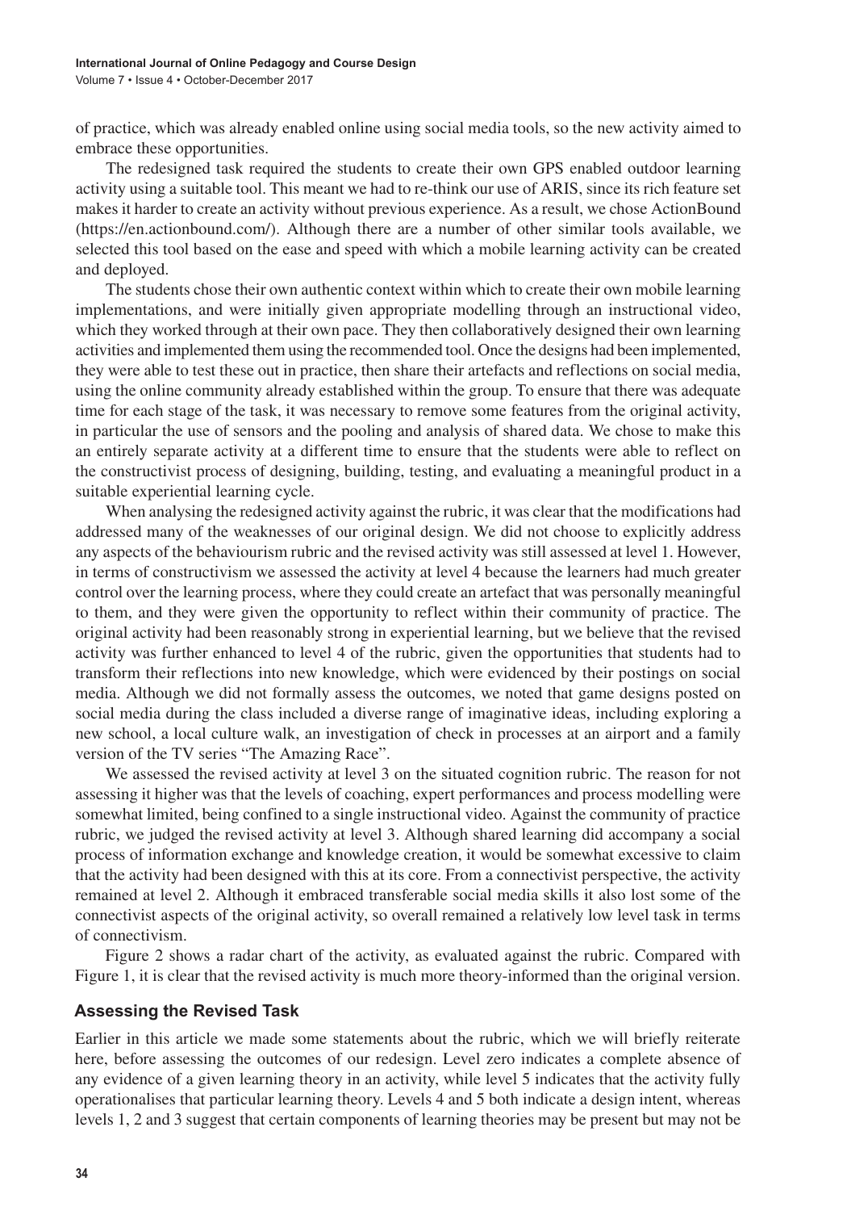of practice, which was already enabled online using social media tools, so the new activity aimed to embrace these opportunities.

The redesigned task required the students to create their own GPS enabled outdoor learning activity using a suitable tool. This meant we had to re-think our use of ARIS, since its rich feature set makes it harder to create an activity without previous experience. As a result, we chose ActionBound (https://en.actionbound.com/). Although there are a number of other similar tools available, we selected this tool based on the ease and speed with which a mobile learning activity can be created and deployed.

The students chose their own authentic context within which to create their own mobile learning implementations, and were initially given appropriate modelling through an instructional video, which they worked through at their own pace. They then collaboratively designed their own learning activities and implemented them using the recommended tool. Once the designs had been implemented, they were able to test these out in practice, then share their artefacts and reflections on social media, using the online community already established within the group. To ensure that there was adequate time for each stage of the task, it was necessary to remove some features from the original activity, in particular the use of sensors and the pooling and analysis of shared data. We chose to make this an entirely separate activity at a different time to ensure that the students were able to reflect on the constructivist process of designing, building, testing, and evaluating a meaningful product in a suitable experiential learning cycle.

When analysing the redesigned activity against the rubric, it was clear that the modifications had addressed many of the weaknesses of our original design. We did not choose to explicitly address any aspects of the behaviourism rubric and the revised activity was still assessed at level 1. However, in terms of constructivism we assessed the activity at level 4 because the learners had much greater control over the learning process, where they could create an artefact that was personally meaningful to them, and they were given the opportunity to reflect within their community of practice. The original activity had been reasonably strong in experiential learning, but we believe that the revised activity was further enhanced to level 4 of the rubric, given the opportunities that students had to transform their reflections into new knowledge, which were evidenced by their postings on social media. Although we did not formally assess the outcomes, we noted that game designs posted on social media during the class included a diverse range of imaginative ideas, including exploring a new school, a local culture walk, an investigation of check in processes at an airport and a family version of the TV series "The Amazing Race".

We assessed the revised activity at level 3 on the situated cognition rubric. The reason for not assessing it higher was that the levels of coaching, expert performances and process modelling were somewhat limited, being confined to a single instructional video. Against the community of practice rubric, we judged the revised activity at level 3. Although shared learning did accompany a social process of information exchange and knowledge creation, it would be somewhat excessive to claim that the activity had been designed with this at its core. From a connectivist perspective, the activity remained at level 2. Although it embraced transferable social media skills it also lost some of the connectivist aspects of the original activity, so overall remained a relatively low level task in terms of connectivism.

Figure 2 shows a radar chart of the activity, as evaluated against the rubric. Compared with Figure 1, it is clear that the revised activity is much more theory-informed than the original version.

### Assessing the Revised Task

Earlier in this article we made some statements about the rubric, which we will briefly reiterate here, before assessing the outcomes of our redesign. Level zero indicates a complete absence of any evidence of a given learning theory in an activity, while level 5 indicates that the activity fully operationalises that particular learning theory. Levels 4 and 5 both indicate a design intent, whereas levels 1, 2 and 3 suggest that certain components of learning theories may be present but may not be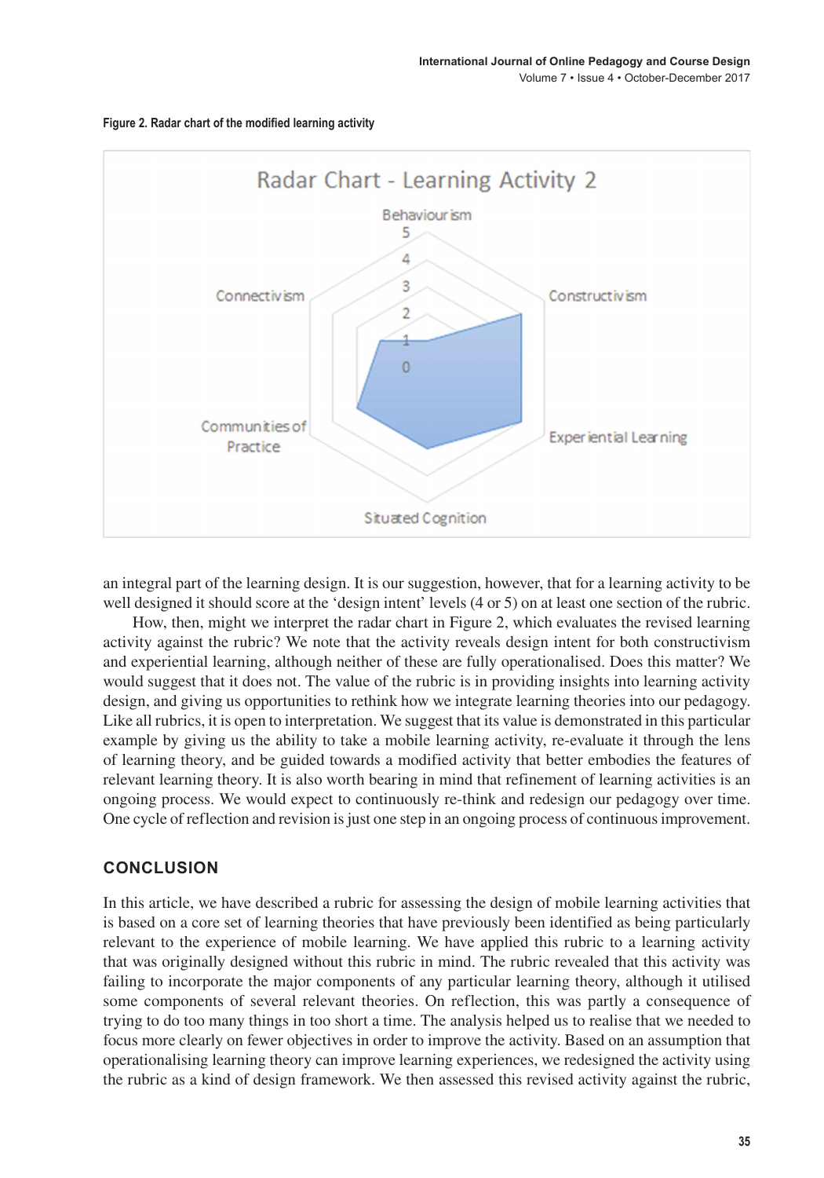**Figure 2. Radar chart of the modified learning activity**

an integral part of the learning design. It is our suggestion, however, that for a learning activity to be well designed it should score at the 'design intent' levels (4 or 5) on at least one section of the rubric.

How, then, might we interpret the radar chart in Figure 2, which evaluates the revised learning activity against the rubric? We note that the activity reveals design intent for both constructivism and experiential learning, although neither of these are fully operationalised. Does this matter? We would suggest that it does not. The value of the rubric is in providing insights into learning activity design, and giving us opportunities to rethink how we integrate learning theories into our pedagogy. Like all rubrics, it is open to interpretation. We suggest that its value is demonstrated in this particular example by giving us the ability to take a mobile learning activity, re-evaluate it through the lens of learning theory, and be guided towards a modified activity that better embodies the features of relevant learning theory. It is also worth bearing in mind that refinement of learning activities is an ongoing process. We would expect to continuously re-think and redesign our pedagogy over time. One cycle of reflection and revision is just one step in an ongoing process of continuous improvement.

## CONCLUSION

In this article, we have described a rubric for assessing the design of mobile learning activities that is based on a core set of learning theories that have previously been identified as being particularly relevant to the experience of mobile learning. We have applied this rubric to a learning activity that was originally designed without this rubric in mind. The rubric revealed that this activity was failing to incorporate the major components of any particular learning theory, although it utilised some components of several relevant theories. On reflection, this was partly a consequence of trying to do too many things in too short a time. The analysis helped us to realise that we needed to focus more clearly on fewer objectives in order to improve the activity. Based on an assumption that operationalising learning theory can improve learning experiences, we redesigned the activity using the rubric as a kind of design framework. We then assessed this revised activity against the rubric,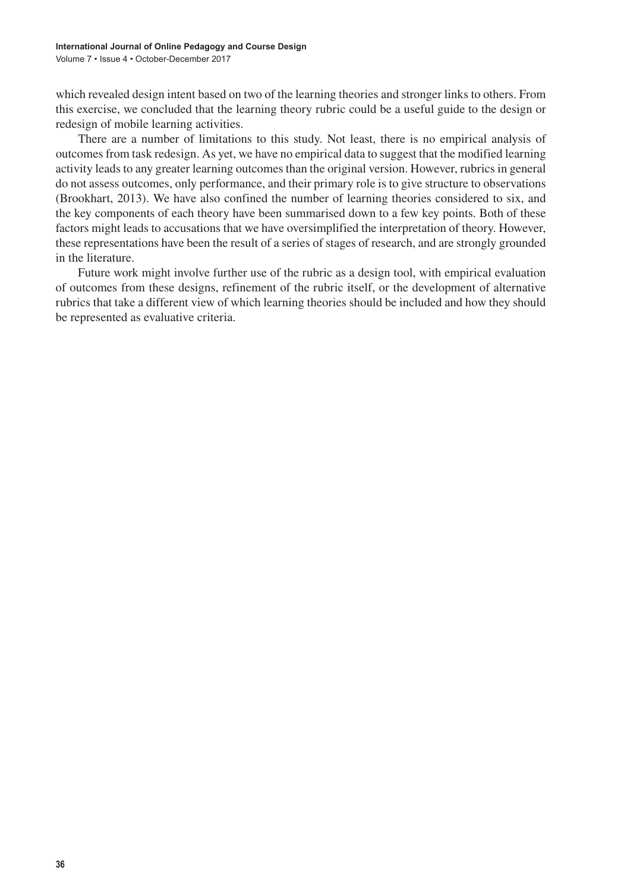which revealed design intent based on two of the learning theories and stronger links to others. From this exercise, we concluded that the learning theory rubric could be a useful guide to the design or redesign of mobile learning activities.

There are a number of limitations to this study. Not least, there is no empirical analysis of outcomes from task redesign. As yet, we have no empirical data to suggest that the modified learning activity leads to any greater learning outcomes than the original version. However, rubrics in general do not assess outcomes, only performance, and their primary role is to give structure to observations (Brookhart, 2013). We have also confined the number of learning theories considered to six, and the key components of each theory have been summarised down to a few key points. Both of these factors might leads to accusations that we have oversimplified the interpretation of theory. However, these representations have been the result of a series of stages of research, and are strongly grounded in the literature.

Future work might involve further use of the rubric as a design tool, with empirical evaluation of outcomes from these designs, refinement of the rubric itself, or the development of alternative rubrics that take a different view of which learning theories should be included and how they should be represented as evaluative criteria.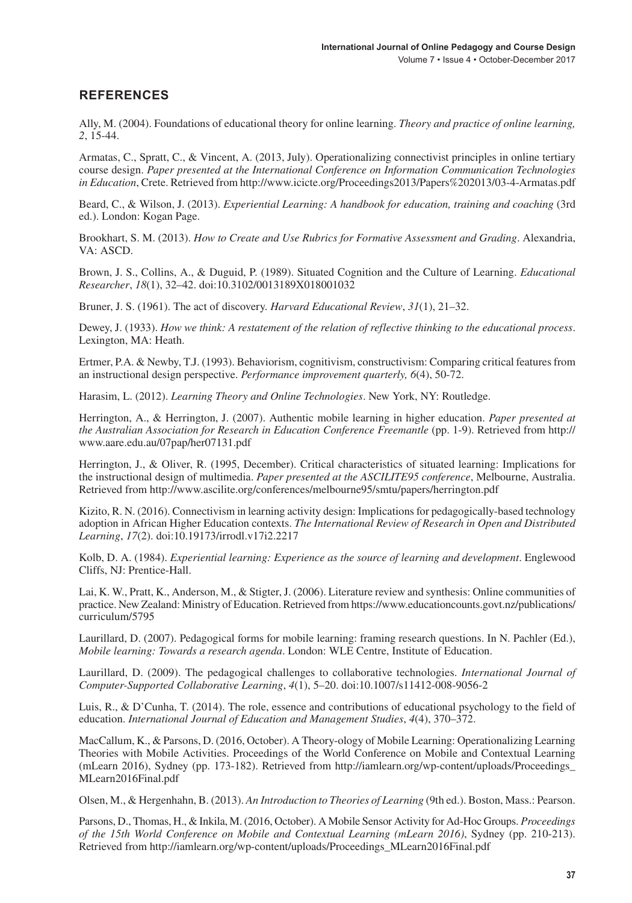## REFERENCES

Ally, M. (2004). Foundations of educational theory for online learning. *Theory and practice of online learning, 2*, 15-44.

Armatas, C., Spratt, C., & Vincent, A. (2013, July). Operationalizing connectivist principles in online tertiary course design. *Paper presented at the International Conference on Information Communication Technologies in Education*, Crete. Retrieved from http://www.icicte.org/Proceedings2013/Papers%202013/03-4-Armatas.pdf

Beard, C., & Wilson, J. (2013). *Experiential Learning: A handbook for education, training and coaching* (3rd ed.). London: Kogan Page.

Brookhart, S. M. (2013). *How to Create and Use Rubrics for Formative Assessment and Grading*. Alexandria, VA: ASCD.

Brown, J. S., Collins, A., & Duguid, P. (1989). Situated Cognition and the Culture of Learning. *Educational Researcher*, *18*(1), 32–42. doi:10.3102/0013189X018001032

Bruner, J. S. (1961). The act of discovery. *Harvard Educational Review*, *31*(1), 21–32.

Dewey, J. (1933). *How we think: A restatement of the relation of reflective thinking to the educational process*. Lexington, MA: Heath.

Ertmer, P.A. & Newby, T.J. (1993). Behaviorism, cognitivism, constructivism: Comparing critical features from an instructional design perspective. *Performance improvement quarterly, 6*(4), 50-72.

Harasim, L. (2012). *Learning Theory and Online Technologies*. New York, NY: Routledge.

Herrington, A., & Herrington, J. (2007). Authentic mobile learning in higher education. *Paper presented at the Australian Association for Research in Education Conference Freemantle* (pp. 1-9). Retrieved from http://www.aare.edu.au/07pap/her07131.pdf

Herrington, J., & Oliver, R. (1995, December). Critical characteristics of situated learning: Implications for the instructional design of multimedia. *Paper presented at the ASCILITE95 conference*, Melbourne, Australia. Retrieved from http://www.ascilite.org/conferences/melbourne95/smtu/papers/herrington.pdf

Kizito, R. N. (2016). Connectivism in learning activity design: Implications for pedagogically-based technology adoption in African Higher Education contexts. *The International Review of Research in Open and Distributed Learning*, *17*(2). doi:10.19173/irrodl.v17i2.2217

Kolb, D. A. (1984). *Experiential learning: Experience as the source of learning and development*. Englewood Cliffs, NJ: Prentice-Hall.

Lai, K. W., Pratt, K., Anderson, M., & Stigter, J. (2006). Literature review and synthesis: Online communities of practice. New Zealand: Ministry of Education. Retrieved from https://www.educationcounts.govt.nz/publications/curriculum/5795

Laurillard, D. (2007). Pedagogical forms for mobile learning: framing research questions. In N. Pachler (Ed.), *Mobile learning: Towards a research agenda*. London: WLE Centre, Institute of Education.

Laurillard, D. (2009). The pedagogical challenges to collaborative technologies. *International Journal of Computer-Supported Collaborative Learning*, *4*(1), 5–20. doi:10.1007/s11412-008-9056-2

Luis, R., & D'Cunha, T. (2014). The role, essence and contributions of educational psychology to the field of education. *International Journal of Education and Management Studies*, *4*(4), 370–372.

MacCallum, K., & Parsons, D. (2016, October). A Theory-ology of Mobile Learning: Operationalizing Learning Theories with Mobile Activities. Proceedings of the World Conference on Mobile and Contextual Learning (mLearn 2016), Sydney (pp. 173-182). Retrieved from http://iamlearn.org/wp-content/uploads/Proceedings_MLearn2016Final.pdf

Olsen, M., & Hergenhahn, B. (2013). *An Introduction to Theories of Learning* (9th ed.). Boston, Mass.: Pearson.

Parsons, D., Thomas, H., & Inkila, M. (2016, October). A Mobile Sensor Activity for Ad-Hoc Groups. *Proceedings of the 15th World Conference on Mobile and Contextual Learning (mLearn 2016)*, Sydney (pp. 210-213). Retrieved from http://iamlearn.org/wp-content/uploads/Proceedings_MLearn2016Final.pdf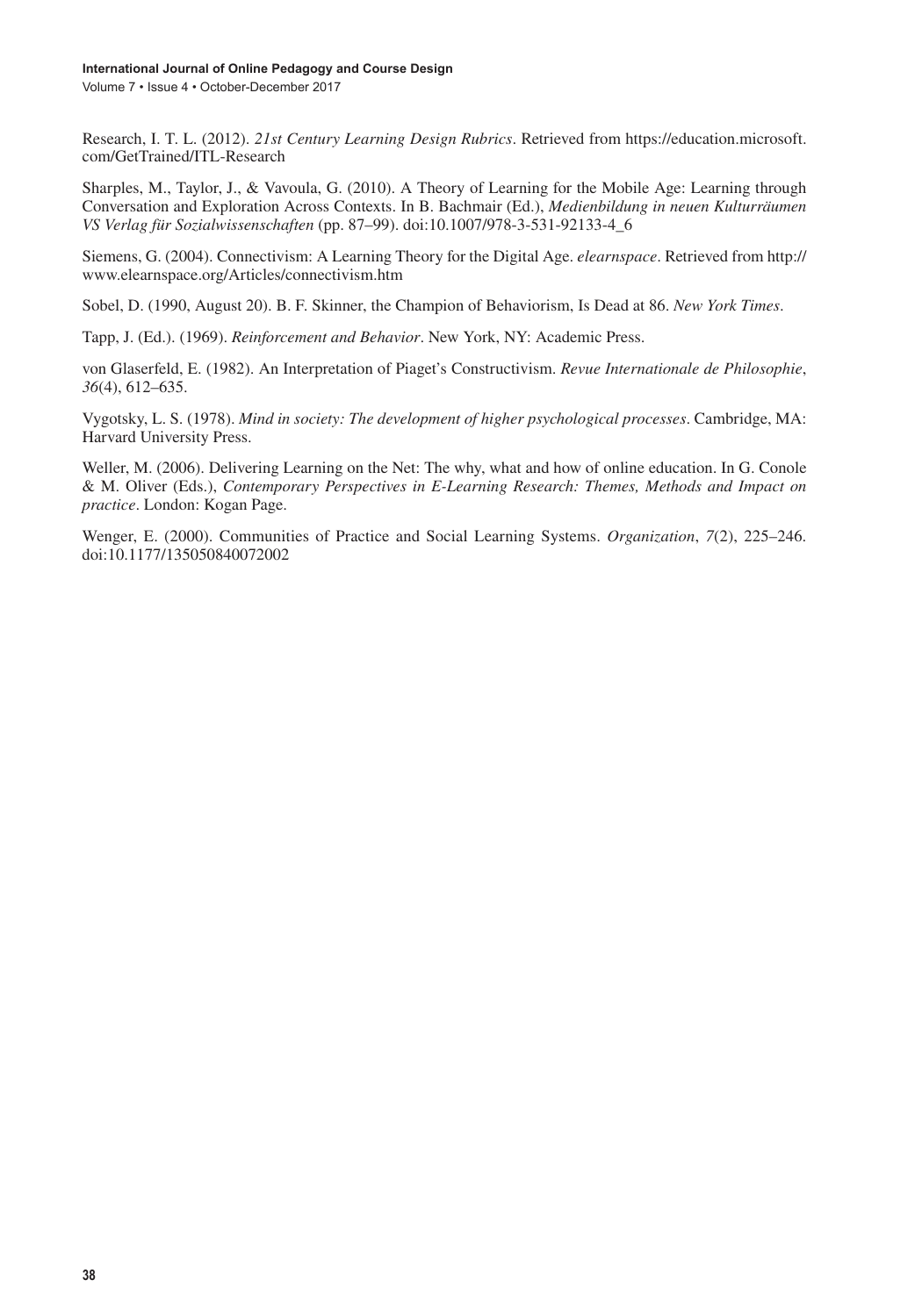Research, I. T. L. (2012). *21st Century Learning Design Rubrics*. Retrieved from https://education.microsoft.com/GetTrained/ITL-Research

Sharples, M., Taylor, J., & Vavoula, G. (2010). A Theory of Learning for the Mobile Age: Learning through Conversation and Exploration Across Contexts. In B. Bachmair (Ed.), *Medienbildung in neuen Kulturräumen VS Verlag für Sozialwissenschaften* (pp. 87–99). doi:10.1007/978-3-531-92133-4_6

Siemens, G. (2004). Connectivism: A Learning Theory for the Digital Age. *elearnspace*. Retrieved from http://www.elearnspace.org/Articles/connectivism.htm

Sobel, D. (1990, August 20). B. F. Skinner, the Champion of Behaviorism, Is Dead at 86. *New York Times*.

Tapp, J. (Ed.). (1969). *Reinforcement and Behavior*. New York, NY: Academic Press.

von Glaserfeld, E. (1982). An Interpretation of Piaget's Constructivism. *Revue Internationale de Philosophie*, *36*(4), 612–635.

Vygotsky, L. S. (1978). *Mind in society: The development of higher psychological processes*. Cambridge, MA: Harvard University Press.

Weller, M. (2006). Delivering Learning on the Net: The why, what and how of online education. In G. Conole & M. Oliver (Eds.), *Contemporary Perspectives in E-Learning Research: Themes, Methods and Impact on practice*. London: Kogan Page.

Wenger, E. (2000). Communities of Practice and Social Learning Systems. *Organization*, *7*(2), 225–246. doi:10.1177/135050840072002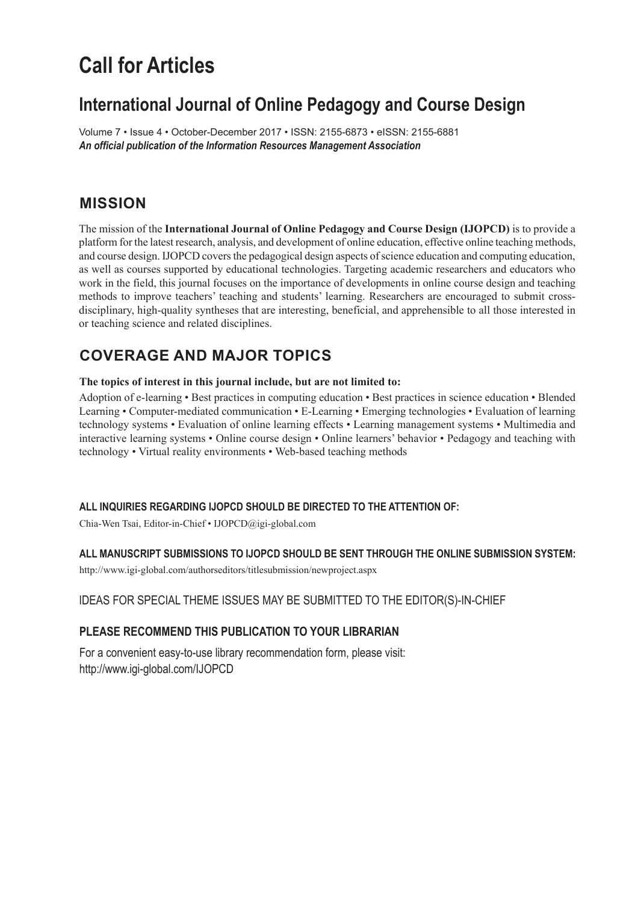# Call for Articles

## International Journal of Online Pedagogy and Course Design

Volume 7 • Issue 4 • October-December 2017 • ISSN: 2155-6873 • eISSN: 2155-6881
***An official publication of the Information Resources Management Association***

## MISSION

The mission of the **International Journal of Online Pedagogy and Course Design (IJOPCD)** is to provide a platform for the latest research, analysis, and development of online education, effective online teaching methods, and course design. IJOPCD covers the pedagogical design aspects of science education and computing education, as well as courses supported by educational technologies. Targeting academic researchers and educators who work in the field, this journal focuses on the importance of developments in online course design and teaching methods to improve teachers' teaching and students' learning. Researchers are encouraged to submit cross-disciplinary, high-quality syntheses that are interesting, beneficial, and apprehensible to all those interested in or teaching science and related disciplines.

## COVERAGE AND MAJOR TOPICS

**The topics of interest in this journal include, but are not limited to:**

Adoption of e-learning • Best practices in computing education • Best practices in science education • Blended Learning • Computer-mediated communication • E-Learning • Emerging technologies • Evaluation of learning technology systems • Evaluation of online learning effects • Learning management systems • Multimedia and interactive learning systems • Online course design • Online learners' behavior • Pedagogy and teaching with technology • Virtual reality environments • Web-based teaching methods

### ALL INQUIRIES REGARDING IJOPCD SHOULD BE DIRECTED TO THE ATTENTION OF:

Chia-Wen Tsai, Editor-in-Chief • IJOPCD@igi-global.com

### ALL MANUSCRIPT SUBMISSIONS TO IJOPCD SHOULD BE SENT THROUGH THE ONLINE SUBMISSION SYSTEM:

http://www.igi-global.com/authorseditors/titlesubmission/newproject.aspx

IDEAS FOR SPECIAL THEME ISSUES MAY BE SUBMITTED TO THE EDITOR(S)-IN-CHIEF

### PLEASE RECOMMEND THIS PUBLICATION TO YOUR LIBRARIAN

For a convenient easy-to-use library recommendation form, please visit:
http://www.igi-global.com/IJOPCD